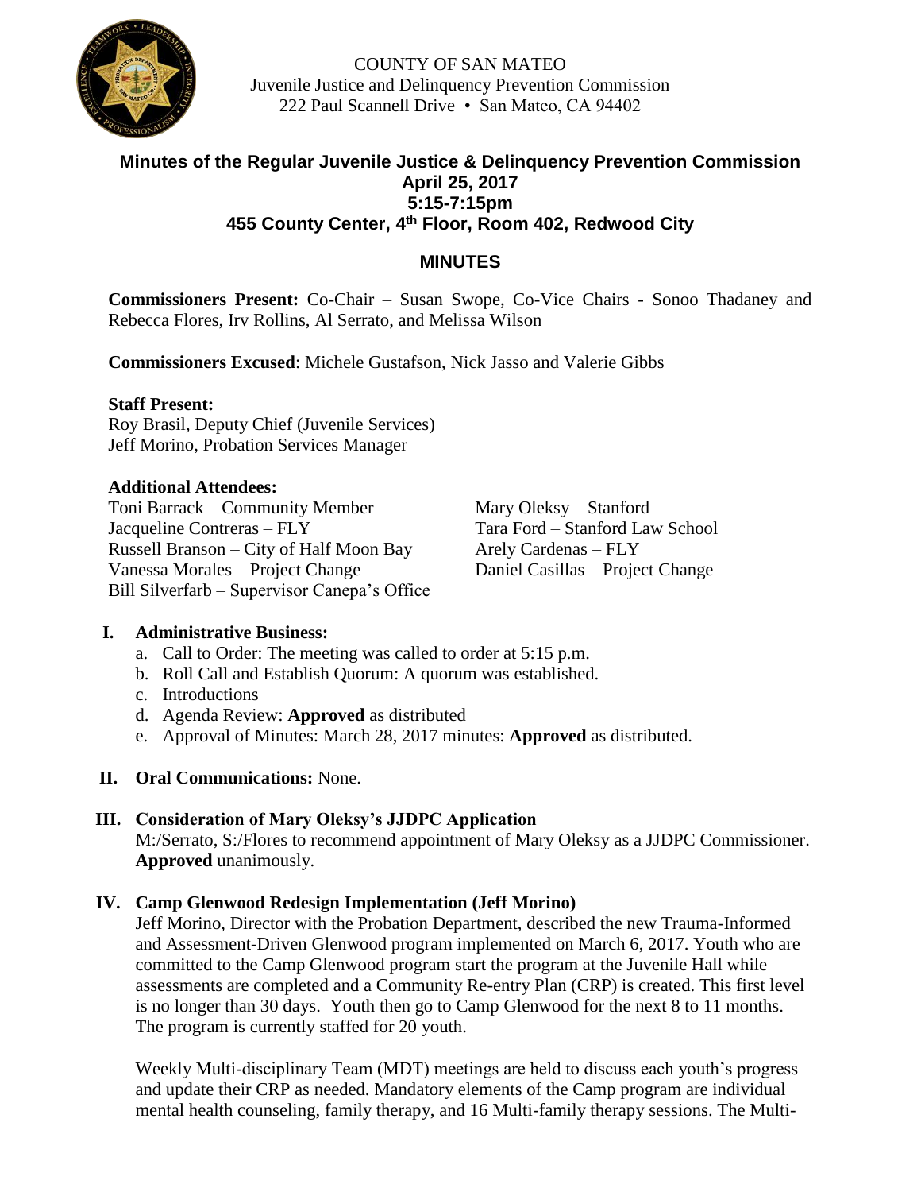COUNTY OF SAN MATEO
Juvenile Justice and Delinquency Prevention Commission
222 Paul Scannell Drive • San Mateo, CA 94402

## Minutes of the Regular Juvenile Justice & Delinquency Prevention Commission
## April 25, 2017
## 5:15-7:15pm
## 455 County Center, 4th Floor, Room 402, Redwood City

## MINUTES

**Commissioners Present:** Co-Chair – Susan Swope, Co-Vice Chairs - Sonoo Thadaney and Rebecca Flores, Irv Rollins, Al Serrato, and Melissa Wilson

**Commissioners Excused**: Michele Gustafson, Nick Jasso and Valerie Gibbs

**Staff Present:**
Roy Brasil, Deputy Chief (Juvenile Services)
Jeff Morino, Probation Services Manager

**Additional Attendees:**
Toni Barrack – Community Member
Jacqueline Contreras – FLY
Russell Branson – City of Half Moon Bay
Vanessa Morales – Project Change
Bill Silverfarb – Supervisor Canepa's Office
Mary Oleksy – Stanford
Tara Ford – Stanford Law School
Arely Cardenas – FLY
Daniel Casillas – Project Change

**I. Administrative Business:**

a. Call to Order: The meeting was called to order at 5:15 p.m.
b. Roll Call and Establish Quorum: A quorum was established.
c. Introductions
d. Agenda Review: **Approved** as distributed
e. Approval of Minutes: March 28, 2017 minutes: **Approved** as distributed.

**II. Oral Communications:** None.

**III. Consideration of Mary Oleksy's JJDPC Application**

M:/Serrato, S:/Flores to recommend appointment of Mary Oleksy as a JJDPC Commissioner. **Approved** unanimously.

**IV. Camp Glenwood Redesign Implementation (Jeff Morino)**

Jeff Morino, Director with the Probation Department, described the new Trauma-Informed and Assessment-Driven Glenwood program implemented on March 6, 2017. Youth who are committed to the Camp Glenwood program start the program at the Juvenile Hall while assessments are completed and a Community Re-entry Plan (CRP) is created. This first level is no longer than 30 days. Youth then go to Camp Glenwood for the next 8 to 11 months. The program is currently staffed for 20 youth.

Weekly Multi-disciplinary Team (MDT) meetings are held to discuss each youth's progress and update their CRP as needed. Mandatory elements of the Camp program are individual mental health counseling, family therapy, and 16 Multi-family therapy sessions. The Multi-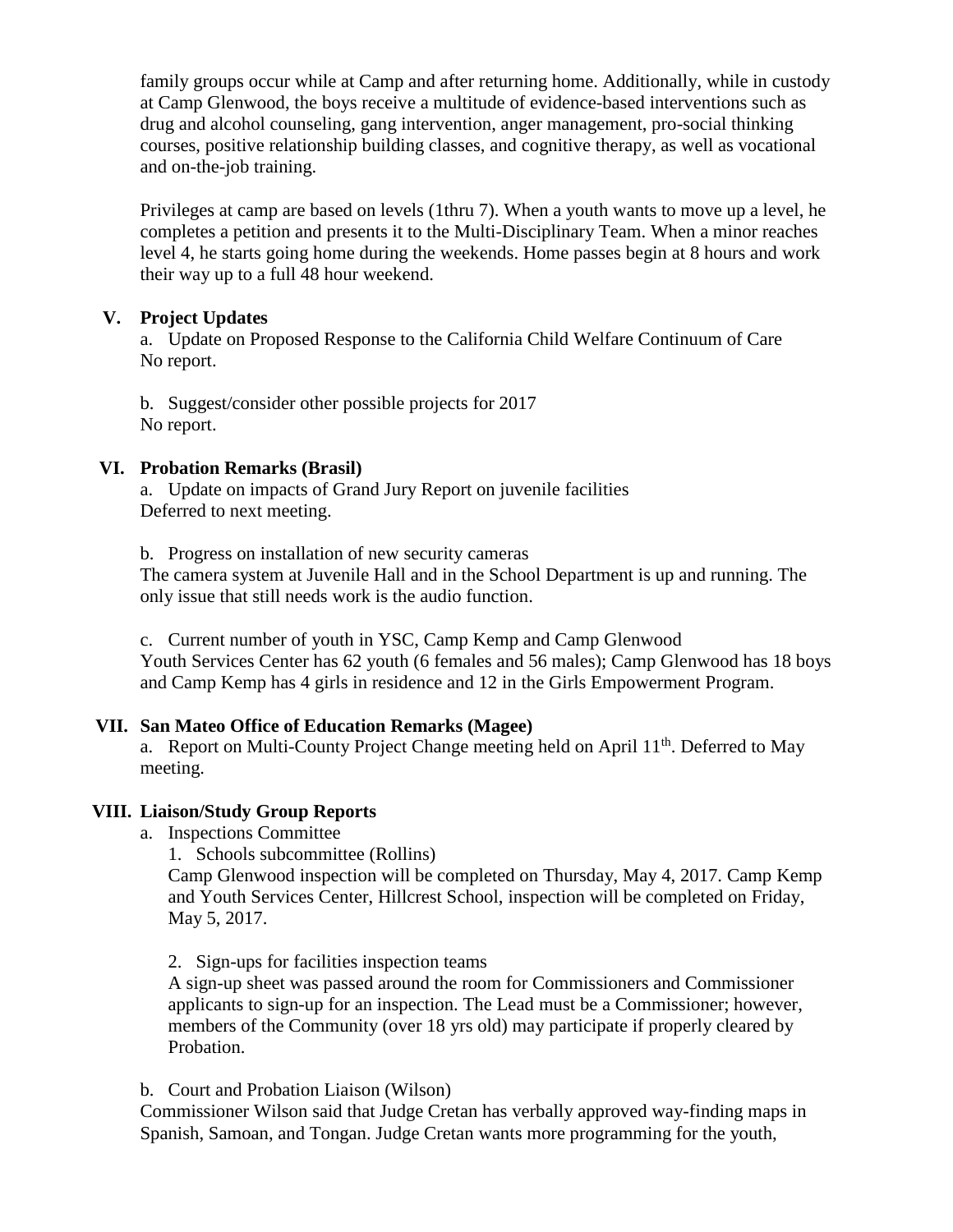family groups occur while at Camp and after returning home. Additionally, while in custody at Camp Glenwood, the boys receive a multitude of evidence-based interventions such as drug and alcohol counseling, gang intervention, anger management, pro-social thinking courses, positive relationship building classes, and cognitive therapy, as well as vocational and on-the-job training.

Privileges at camp are based on levels (1thru 7). When a youth wants to move up a level, he completes a petition and presents it to the Multi-Disciplinary Team. When a minor reaches level 4, he starts going home during the weekends. Home passes begin at 8 hours and work their way up to a full 48 hour weekend.

## V. Project Updates

a. Update on Proposed Response to the California Child Welfare Continuum of Care
No report.

b. Suggest/consider other possible projects for 2017
No report.

## VI. Probation Remarks (Brasil)

a. Update on impacts of Grand Jury Report on juvenile facilities
Deferred to next meeting.

b. Progress on installation of new security cameras
The camera system at Juvenile Hall and in the School Department is up and running. The only issue that still needs work is the audio function.

c. Current number of youth in YSC, Camp Kemp and Camp Glenwood
Youth Services Center has 62 youth (6 females and 56 males); Camp Glenwood has 18 boys and Camp Kemp has 4 girls in residence and 12 in the Girls Empowerment Program.

## VII. San Mateo Office of Education Remarks (Magee)

a. Report on Multi-County Project Change meeting held on April 11th. Deferred to May meeting.

## VIII. Liaison/Study Group Reports

a. Inspections Committee

1. Schools subcommittee (Rollins)
Camp Glenwood inspection will be completed on Thursday, May 4, 2017. Camp Kemp and Youth Services Center, Hillcrest School, inspection will be completed on Friday, May 5, 2017.

2. Sign-ups for facilities inspection teams
A sign-up sheet was passed around the room for Commissioners and Commissioner applicants to sign-up for an inspection. The Lead must be a Commissioner; however, members of the Community (over 18 yrs old) may participate if properly cleared by Probation.

b. Court and Probation Liaison (Wilson)
Commissioner Wilson said that Judge Cretan has verbally approved way-finding maps in Spanish, Samoan, and Tongan. Judge Cretan wants more programming for the youth,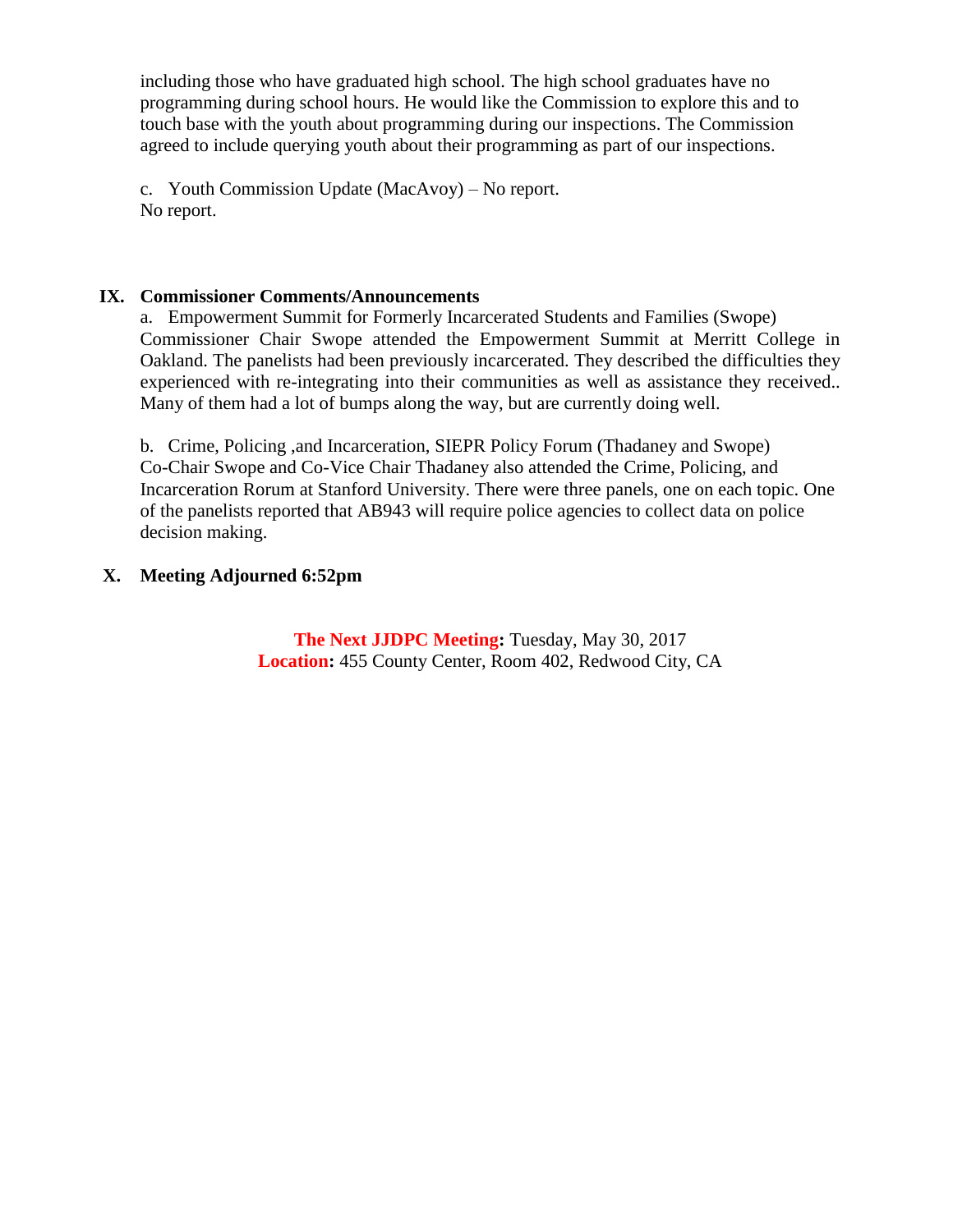including those who have graduated high school. The high school graduates have no programming during school hours. He would like the Commission to explore this and to touch base with the youth about programming during our inspections. The Commission agreed to include querying youth about their programming as part of our inspections.

c. Youth Commission Update (MacAvoy) – No report.
No report.

## IX. Commissioner Comments/Announcements

a. Empowerment Summit for Formerly Incarcerated Students and Families (Swope)
Commissioner Chair Swope attended the Empowerment Summit at Merritt College in Oakland. The panelists had been previously incarcerated. They described the difficulties they experienced with re-integrating into their communities as well as assistance they received.. Many of them had a lot of bumps along the way, but are currently doing well.

b. Crime, Policing ,and Incarceration, SIEPR Policy Forum (Thadaney and Swope)
Co-Chair Swope and Co-Vice Chair Thadaney also attended the Crime, Policing, and Incarceration Rorum at Stanford University. There were three panels, one on each topic. One of the panelists reported that AB943 will require police agencies to collect data on police decision making.

## X. Meeting Adjourned 6:52pm

**The Next JJDPC Meeting:** Tuesday, May 30, 2017
**Location:** 455 County Center, Room 402, Redwood City, CA